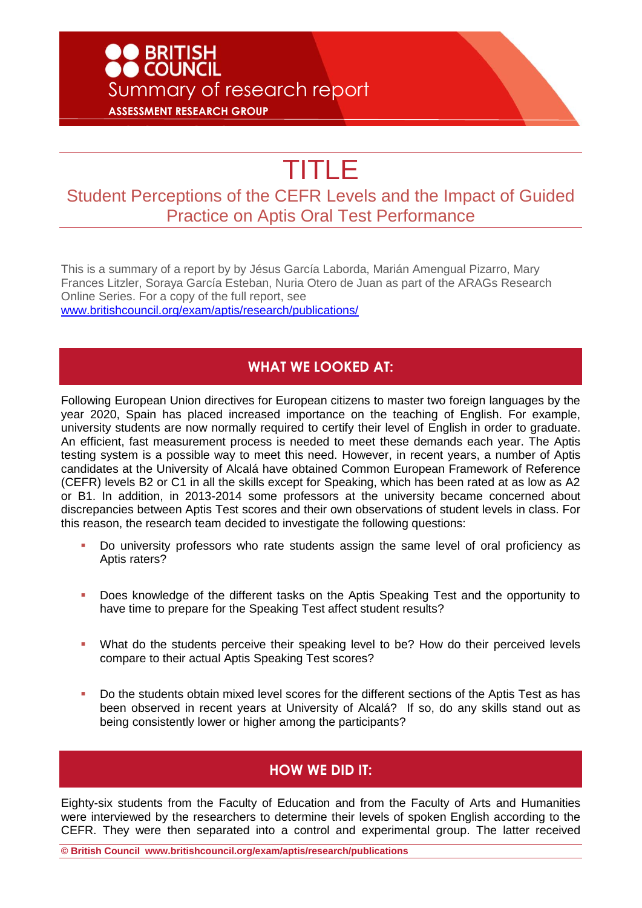BRITISH COUNCIL

Summary of research report

ASSESSMENT RESEARCH GROUP

# TITLE

## Student Perceptions of the CEFR Levels and the Impact of Guided Practice on Aptis Oral Test Performance

This is a summary of a report by by Jésus García Laborda, Marián Amengual Pizarro, Mary Frances Litzler, Soraya García Esteban, Nuria Otero de Juan as part of the ARAGs Research Online Series. For a copy of the full report, see [www.britishcouncil.org/exam/aptis/research/publications/](www.britishcouncil.org/exam/aptis/research/publications/)

## WHAT WE LOOKED AT:

Following European Union directives for European citizens to master two foreign languages by the year 2020, Spain has placed increased importance on the teaching of English. For example, university students are now normally required to certify their level of English in order to graduate. An efficient, fast measurement process is needed to meet these demands each year. The Aptis testing system is a possible way to meet this need. However, in recent years, a number of Aptis candidates at the University of Alcalá have obtained Common European Framework of Reference (CEFR) levels B2 or C1 in all the skills except for Speaking, which has been rated at as low as A2 or B1. In addition, in 2013-2014 some professors at the university became concerned about discrepancies between Aptis Test scores and their own observations of student levels in class. For this reason, the research team decided to investigate the following questions:

- Do university professors who rate students assign the same level of oral proficiency as Aptis raters?
- Does knowledge of the different tasks on the Aptis Speaking Test and the opportunity to have time to prepare for the Speaking Test affect student results?
- What do the students perceive their speaking level to be? How do their perceived levels compare to their actual Aptis Speaking Test scores?
- Do the students obtain mixed level scores for the different sections of the Aptis Test as has been observed in recent years at University of Alcalá? If so, do any skills stand out as being consistently lower or higher among the participants?

## HOW WE DID IT:

Eighty-six students from the Faculty of Education and from the Faculty of Arts and Humanities were interviewed by the researchers to determine their levels of spoken English according to the CEFR. They were then separated into a control and experimental group. The latter received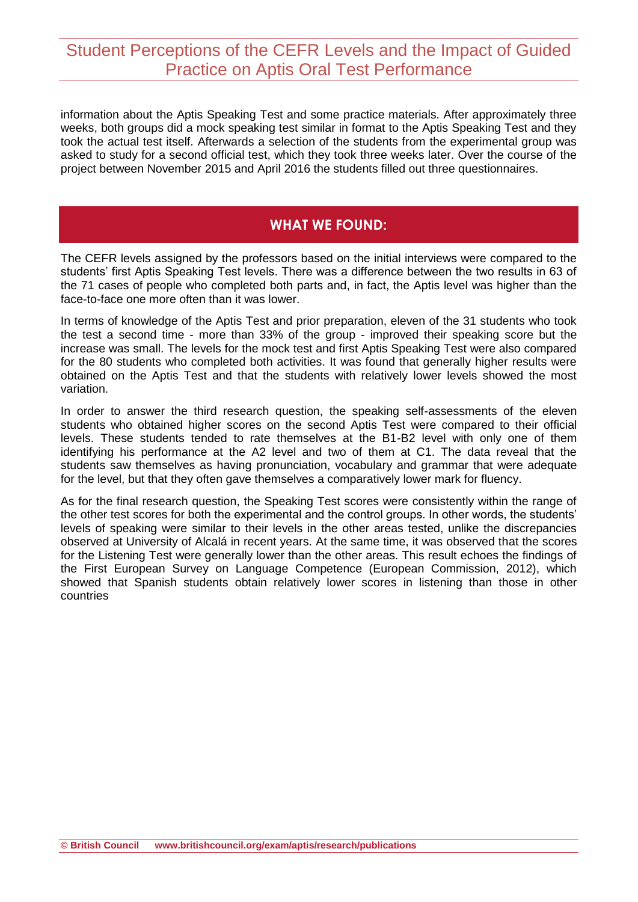information about the Aptis Speaking Test and some practice materials. After approximately three weeks, both groups did a mock speaking test similar in format to the Aptis Speaking Test and they took the actual test itself. Afterwards a selection of the students from the experimental group was asked to study for a second official test, which they took three weeks later. Over the course of the project between November 2015 and April 2016 the students filled out three questionnaires.

## WHAT WE FOUND:

The CEFR levels assigned by the professors based on the initial interviews were compared to the students' first Aptis Speaking Test levels. There was a difference between the two results in 63 of the 71 cases of people who completed both parts and, in fact, the Aptis level was higher than the face-to-face one more often than it was lower.

In terms of knowledge of the Aptis Test and prior preparation, eleven of the 31 students who took the test a second time - more than 33% of the group - improved their speaking score but the increase was small. The levels for the mock test and first Aptis Speaking Test were also compared for the 80 students who completed both activities. It was found that generally higher results were obtained on the Aptis Test and that the students with relatively lower levels showed the most variation.

In order to answer the third research question, the speaking self-assessments of the eleven students who obtained higher scores on the second Aptis Test were compared to their official levels. These students tended to rate themselves at the B1-B2 level with only one of them identifying his performance at the A2 level and two of them at C1. The data reveal that the students saw themselves as having pronunciation, vocabulary and grammar that were adequate for the level, but that they often gave themselves a comparatively lower mark for fluency.

As for the final research question, the Speaking Test scores were consistently within the range of the other test scores for both the experimental and the control groups. In other words, the students' levels of speaking were similar to their levels in the other areas tested, unlike the discrepancies observed at University of Alcalá in recent years. At the same time, it was observed that the scores for the Listening Test were generally lower than the other areas. This result echoes the findings of the First European Survey on Language Competence (European Commission, 2012), which showed that Spanish students obtain relatively lower scores in listening than those in other countries